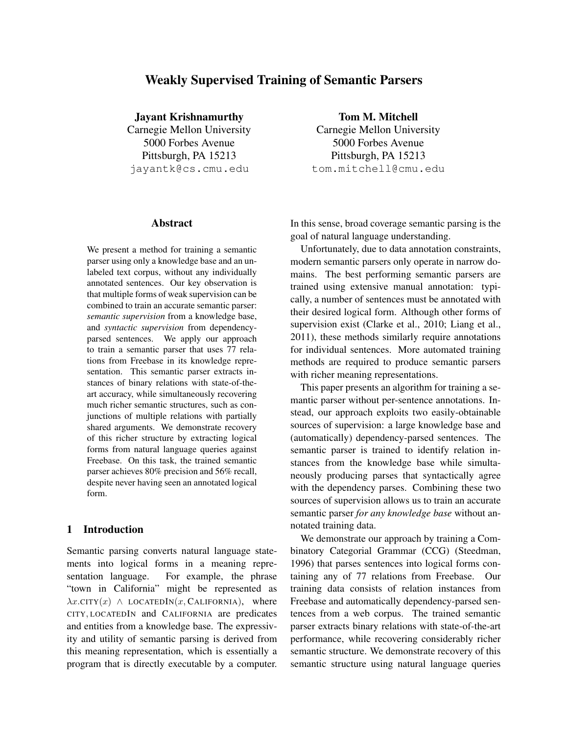# Weakly Supervised Training of Semantic Parsers

**Jayant Krishnamurthy**
Carnegie Mellon University
5000 Forbes Avenue
Pittsburgh, PA 15213
jayantk@cs.cmu.edu

**Tom M. Mitchell**
Carnegie Mellon University
5000 Forbes Avenue
Pittsburgh, PA 15213
tom.mitchell@cmu.edu

## Abstract

We present a method for training a semantic parser using only a knowledge base and an unlabeled text corpus, without any individually annotated sentences. Our key observation is that multiple forms of weak supervision can be combined to train an accurate semantic parser: *semantic supervision* from a knowledge base, and *syntactic supervision* from dependency-parsed sentences. We apply our approach to train a semantic parser that uses 77 relations from Freebase in its knowledge representation. This semantic parser extracts instances of binary relations with state-of-the-art accuracy, while simultaneously recovering much richer semantic structures, such as conjunctions of multiple relations with partially shared arguments. We demonstrate recovery of this richer structure by extracting logical forms from natural language queries against Freebase. On this task, the trained semantic parser achieves 80% precision and 56% recall, despite never having seen an annotated logical form.

## 1 Introduction

Semantic parsing converts natural language statements into logical forms in a meaning representation language. For example, the phrase "town in California" might be represented as $\lambda x.\text{CITY}(x) \wedge \text{LOCATEDIN}(x, \text{CALIFORNIA})$, where CITY, LOCATEDIN and CALIFORNIA are predicates and entities from a knowledge base. The expressivity and utility of semantic parsing is derived from this meaning representation, which is essentially a program that is directly executable by a computer. In this sense, broad coverage semantic parsing is the goal of natural language understanding.

Unfortunately, due to data annotation constraints, modern semantic parsers only operate in narrow domains. The best performing semantic parsers are trained using extensive manual annotation: typically, a number of sentences must be annotated with their desired logical form. Although other forms of supervision exist (Clarke et al., 2010; Liang et al., 2011), these methods similarly require annotations for individual sentences. More automated training methods are required to produce semantic parsers with richer meaning representations.

This paper presents an algorithm for training a semantic parser without per-sentence annotations. Instead, our approach exploits two easily-obtainable sources of supervision: a large knowledge base and (automatically) dependency-parsed sentences. The semantic parser is trained to identify relation instances from the knowledge base while simultaneously producing parses that syntactically agree with the dependency parses. Combining these two sources of supervision allows us to train an accurate semantic parser *for any knowledge base* without annotated training data.

We demonstrate our approach by training a Combinatory Categorial Grammar (CCG) (Steedman, 1996) that parses sentences into logical forms containing any of 77 relations from Freebase. Our training data consists of relation instances from Freebase and automatically dependency-parsed sentences from a web corpus. The trained semantic parser extracts binary relations with state-of-the-art performance, while recovering considerably richer semantic structure. We demonstrate recovery of this semantic structure using natural language queries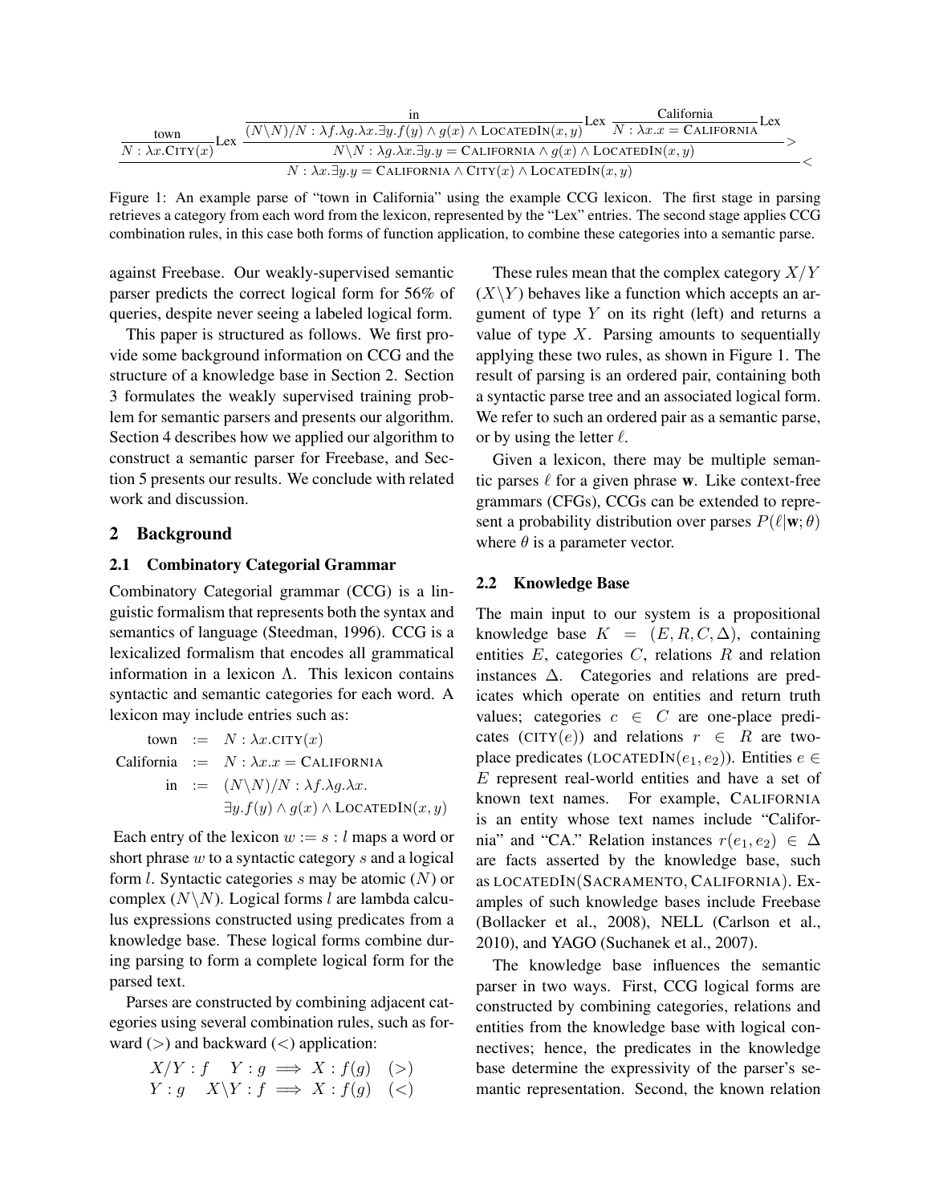$$\dfrac{\dfrac{\text{town}}{N : \lambda x.\textsc{City}(x)}\text{Lex} \quad \dfrac{\dfrac{\text{in}}{(N\backslash N)/N : \lambda f.\lambda g.\lambda x.\exists y.f(y) \land g(x) \land \textsc{LocatedIn}(x,y)}\text{Lex} \quad \dfrac{\text{California}}{N : \lambda x.x = \textsc{California}}\text{Lex}}{N\backslash N : \lambda g.\lambda x.\exists y.y = \textsc{California} \land g(x) \land \textsc{LocatedIn}(x,y)}>}{N : \lambda x.\exists y.y = \textsc{California} \land \textsc{City}(x) \land \textsc{LocatedIn}(x,y)}<$$

Figure 1: An example parse of "town in California" using the example CCG lexicon. The first stage in parsing retrieves a category from each word from the lexicon, represented by the "Lex" entries. The second stage applies CCG combination rules, in this case both forms of function application, to combine these categories into a semantic parse.

against Freebase. Our weakly-supervised semantic parser predicts the correct logical form for 56% of queries, despite never seeing a labeled logical form.

This paper is structured as follows. We first provide some background information on CCG and the structure of a knowledge base in Section 2. Section 3 formulates the weakly supervised training problem for semantic parsers and presents our algorithm. Section 4 describes how we applied our algorithm to construct a semantic parser for Freebase, and Section 5 presents our results. We conclude with related work and discussion.

## 2 Background

### 2.1 Combinatory Categorial Grammar

Combinatory Categorial grammar (CCG) is a linguistic formalism that represents both the syntax and semantics of language (Steedman, 1996). CCG is a lexicalized formalism that encodes all grammatical information in a lexicon $\Lambda$. This lexicon contains syntactic and semantic categories for each word. A lexicon may include entries such as:

$$\begin{aligned}
\text{town} &:= N : \lambda x.\textsc{city}(x) \\
\text{California} &:= N : \lambda x.x = \textsc{California} \\
\text{in} &:= (N\backslash N)/N : \lambda f.\lambda g.\lambda x. \\
&\quad\ \exists y.f(y) \land g(x) \land \textsc{LocatedIn}(x,y)
\end{aligned}$$

Each entry of the lexicon $w := s : l$ maps a word or short phrase $w$ to a syntactic category $s$ and a logical form $l$. Syntactic categories $s$ may be atomic ($N$) or complex ($N\backslash N$). Logical forms $l$ are lambda calculus expressions constructed using predicates from a knowledge base. These logical forms combine during parsing to form a complete logical form for the parsed text.

Parses are constructed by combining adjacent categories using several combination rules, such as forward ($>$) and backward ($<$) application:

$$\begin{aligned}
X/Y : f \quad Y : g &\implies X : f(g) \quad (>) \\
Y : g \quad X\backslash Y : f &\implies X : f(g) \quad (<)
\end{aligned}$$

These rules mean that the complex category $X/Y$ ($X\backslash Y$) behaves like a function which accepts an argument of type $Y$ on its right (left) and returns a value of type $X$. Parsing amounts to sequentially applying these two rules, as shown in Figure 1. The result of parsing is an ordered pair, containing both a syntactic parse tree and an associated logical form. We refer to such an ordered pair as a semantic parse, or by using the letter $\ell$.

Given a lexicon, there may be multiple semantic parses $\ell$ for a given phrase $\mathbf{w}$. Like context-free grammars (CFGs), CCGs can be extended to represent a probability distribution over parses $P(\ell|\mathbf{w};\theta)$ where $\theta$ is a parameter vector.

### 2.2 Knowledge Base

The main input to our system is a propositional knowledge base $K = (E, R, C, \Delta)$, containing entities $E$, categories $C$, relations $R$ and relation instances $\Delta$. Categories and relations are predicates which operate on entities and return truth values; categories $c \in C$ are one-place predicates ($\textsc{city}(e)$) and relations $r \in R$ are two-place predicates ($\textsc{locatedIn}(e_1, e_2)$). Entities $e \in E$ represent real-world entities and have a set of known text names. For example, CALIFORNIA is an entity whose text names include "California" and "CA." Relation instances $r(e_1, e_2) \in \Delta$ are facts asserted by the knowledge base, such as $\textsc{locatedIn}(\textsc{Sacramento}, \textsc{California})$. Examples of such knowledge bases include Freebase (Bollacker et al., 2008), NELL (Carlson et al., 2010), and YAGO (Suchanek et al., 2007).

The knowledge base influences the semantic parser in two ways. First, CCG logical forms are constructed by combining categories, relations and entities from the knowledge base with logical connectives; hence, the predicates in the knowledge base determine the expressivity of the parser's semantic representation. Second, the known relation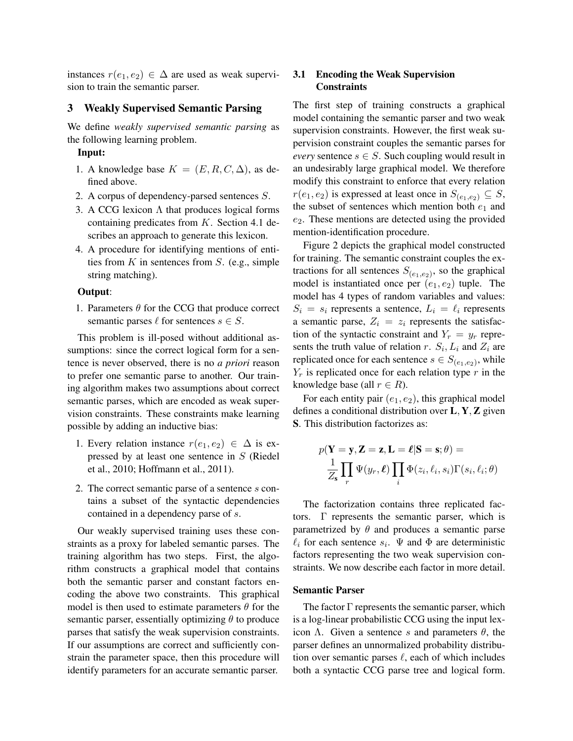instances $r(e_1, e_2) \in \Delta$ are used as weak supervision to train the semantic parser.

## 3 Weakly Supervised Semantic Parsing

We define *weakly supervised semantic parsing* as the following learning problem.

**Input:**

1. A knowledge base $K = (E, R, C, \Delta)$, as defined above.
2. A corpus of dependency-parsed sentences $S$.
3. A CCG lexicon $\Lambda$ that produces logical forms containing predicates from $K$. Section 4.1 describes an approach to generate this lexicon.
4. A procedure for identifying mentions of entities from $K$ in sentences from $S$. (e.g., simple string matching).

**Output**:

1. Parameters $\theta$ for the CCG that produce correct semantic parses $\ell$ for sentences $s \in S$.

This problem is ill-posed without additional assumptions: since the correct logical form for a sentence is never observed, there is no *a priori* reason to prefer one semantic parse to another. Our training algorithm makes two assumptions about correct semantic parses, which are encoded as weak supervision constraints. These constraints make learning possible by adding an inductive bias:

1. Every relation instance $r(e_1, e_2) \in \Delta$ is expressed by at least one sentence in $S$ (Riedel et al., 2010; Hoffmann et al., 2011).
2. The correct semantic parse of a sentence $s$ contains a subset of the syntactic dependencies contained in a dependency parse of $s$.

Our weakly supervised training uses these constraints as a proxy for labeled semantic parses. The training algorithm has two steps. First, the algorithm constructs a graphical model that contains both the semantic parser and constant factors encoding the above two constraints. This graphical model is then used to estimate parameters $\theta$ for the semantic parser, essentially optimizing $\theta$ to produce parses that satisfy the weak supervision constraints. If our assumptions are correct and sufficiently constrain the parameter space, then this procedure will identify parameters for an accurate semantic parser.

### 3.1 Encoding the Weak Supervision Constraints

The first step of training constructs a graphical model containing the semantic parser and two weak supervision constraints. However, the first weak supervision constraint couples the semantic parses for *every* sentence $s \in S$. Such coupling would result in an undesirably large graphical model. We therefore modify this constraint to enforce that every relation $r(e_1, e_2)$ is expressed at least once in $S_{(e_1,e_2)} \subseteq S$, the subset of sentences which mention both $e_1$ and $e_2$. These mentions are detected using the provided mention-identification procedure.

Figure 2 depicts the graphical model constructed for training. The semantic constraint couples the extractions for all sentences $S_{(e_1,e_2)}$, so the graphical model is instantiated once per $(e_1, e_2)$ tuple. The model has 4 types of random variables and values: $S_i = s_i$ represents a sentence, $L_i = \ell_i$ represents a semantic parse, $Z_i = z_i$ represents the satisfaction of the syntactic constraint and $Y_r = y_r$ represents the truth value of relation $r$. $S_i$, $L_i$ and $Z_i$ are replicated once for each sentence $s \in S_{(e_1,e_2)}$, while $Y_r$ is replicated once for each relation type $r$ in the knowledge base (all $r \in R$).

For each entity pair $(e_1, e_2)$, this graphical model defines a conditional distribution over $\mathbf{L}, \mathbf{Y}, \mathbf{Z}$ given $\mathbf{S}$. This distribution factorizes as:

$$p(\mathbf{Y} = \mathbf{y}, \mathbf{Z} = \mathbf{z}, \mathbf{L} = \boldsymbol{\ell} | \mathbf{S} = \mathbf{s}; \theta) = \frac{1}{Z_{\mathbf{s}}} \prod_r \Psi(y_r, \boldsymbol{\ell}) \prod_i \Phi(z_i, \ell_i, s_i) \Gamma(s_i, \ell_i; \theta)$$

The factorization contains three replicated factors. $\Gamma$ represents the semantic parser, which is parametrized by $\theta$ and produces a semantic parse $\ell_i$ for each sentence $s_i$. $\Psi$ and $\Phi$ are deterministic factors representing the two weak supervision constraints. We now describe each factor in more detail.

**Semantic Parser**

The factor $\Gamma$ represents the semantic parser, which is a log-linear probabilistic CCG using the input lexicon $\Lambda$. Given a sentence $s$ and parameters $\theta$, the parser defines an unnormalized probability distribution over semantic parses $\ell$, each of which includes both a syntactic CCG parse tree and logical form.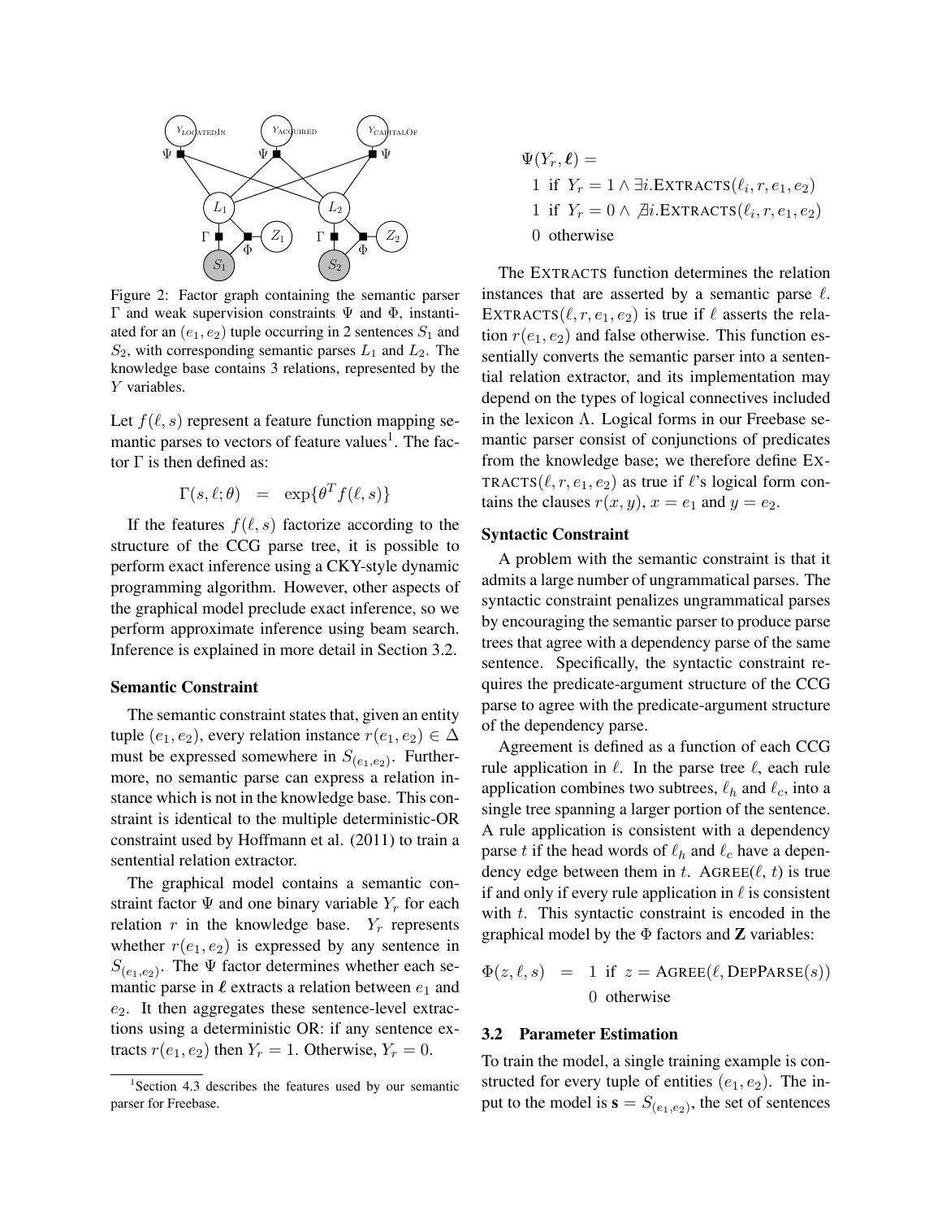Figure 2: Factor graph containing the semantic parser $\Gamma$ and weak supervision constraints $\Psi$ and $\Phi$, instantiated for an $(e_1, e_2)$ tuple occurring in 2 sentences $S_1$ and $S_2$, with corresponding semantic parses $L_1$ and $L_2$. The knowledge base contains 3 relations, represented by the $Y$ variables.

Let $f(\ell, s)$ represent a feature function mapping semantic parses to vectors of feature values[1]. The factor $\Gamma$ is then defined as:

$$\Gamma(s, \ell; \theta) = \exp\{\theta^T f(\ell, s)\}$$

If the features $f(\ell, s)$ factorize according to the structure of the CCG parse tree, it is possible to perform exact inference using a CKY-style dynamic programming algorithm. However, other aspects of the graphical model preclude exact inference, so we perform approximate inference using beam search. Inference is explained in more detail in Section 3.2.

**Semantic Constraint**

The semantic constraint states that, given an entity tuple $(e_1, e_2)$, every relation instance $r(e_1, e_2) \in \Delta$ must be expressed somewhere in $S_{(e_1,e_2)}$. Furthermore, no semantic parse can express a relation instance which is not in the knowledge base. This constraint is identical to the multiple deterministic-OR constraint used by Hoffmann et al. (2011) to train a sentential relation extractor.

The graphical model contains a semantic constraint factor $\Psi$ and one binary variable $Y_r$ for each relation $r$ in the knowledge base. $Y_r$ represents whether $r(e_1, e_2)$ is expressed by any sentence in $S_{(e_1,e_2)}$. The $\Psi$ factor determines whether each semantic parse in $\boldsymbol{\ell}$ extracts a relation between $e_1$ and $e_2$. It then aggregates these sentence-level extractions using a deterministic OR: if any sentence extracts $r(e_1, e_2)$ then $Y_r = 1$. Otherwise, $Y_r = 0$.

$$\Psi(Y_r, \boldsymbol{\ell}) = \begin{cases} 1 & \text{if } Y_r = 1 \wedge \exists i.\text{EXTRACTS}(\ell_i, r, e_1, e_2) \\ 1 & \text{if } Y_r = 0 \wedge \nexists i.\text{EXTRACTS}(\ell_i, r, e_1, e_2) \\ 0 & \text{otherwise} \end{cases}$$

The EXTRACTS function determines the relation instances that are asserted by a semantic parse $\ell$. EXTRACTS$(\ell, r, e_1, e_2)$ is true if $\ell$ asserts the relation $r(e_1, e_2)$ and false otherwise. This function essentially converts the semantic parser into a sentential relation extractor, and its implementation may depend on the types of logical connectives included in the lexicon $\Lambda$. Logical forms in our Freebase semantic parser consist of conjunctions of predicates from the knowledge base; we therefore define EXTRACTS$(\ell, r, e_1, e_2)$ as true if $\ell$'s logical form contains the clauses $r(x, y)$, $x = e_1$ and $y = e_2$.

**Syntactic Constraint**

A problem with the semantic constraint is that it admits a large number of ungrammatical parses. The syntactic constraint penalizes ungrammatical parses by encouraging the semantic parser to produce parse trees that agree with a dependency parse of the same sentence. Specifically, the syntactic constraint requires the predicate-argument structure of the CCG parse to agree with the predicate-argument structure of the dependency parse.

Agreement is defined as a function of each CCG rule application in $\ell$. In the parse tree $\ell$, each rule application combines two subtrees, $\ell_h$ and $\ell_c$, into a single tree spanning a larger portion of the sentence. A rule application is consistent with a dependency parse $t$ if the head words of $\ell_h$ and $\ell_c$ have a dependency edge between them in $t$. AGREE$(\ell, t)$ is true if and only if every rule application in $\ell$ is consistent with $t$. This syntactic constraint is encoded in the graphical model by the $\Phi$ factors and $\mathbf{Z}$ variables:

$$\Phi(z, \ell, s) = \begin{cases} 1 & \text{if } z = \text{AGREE}(\ell, \text{DEPPARSE}(s)) \\ 0 & \text{otherwise} \end{cases}$$

## 3.2 Parameter Estimation

To train the model, a single training example is constructed for every tuple of entities $(e_1, e_2)$. The input to the model is $\mathbf{s} = S_{(e_1,e_2)}$, the set of sentences

[1] Section 4.3 describes the features used by our semantic parser for Freebase.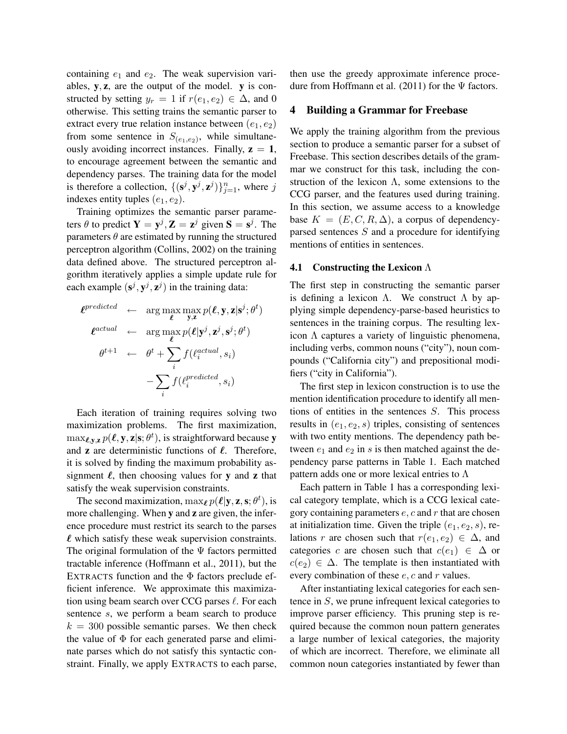containing $e_1$ and $e_2$. The weak supervision variables, $\mathbf{y}, \mathbf{z}$, are the output of the model. $\mathbf{y}$ is constructed by setting $y_r = 1$ if $r(e_1, e_2) \in \Delta$, and 0 otherwise. This setting trains the semantic parser to extract every true relation instance between $(e_1, e_2)$ from some sentence in $S_{(e_1,e_2)}$, while simultaneously avoiding incorrect instances. Finally, $\mathbf{z} = \mathbf{1}$, to encourage agreement between the semantic and dependency parses. The training data for the model is therefore a collection, $\{(\mathbf{s}^j, \mathbf{y}^j, \mathbf{z}^j)\}_{j=1}^n$, where $j$ indexes entity tuples $(e_1, e_2)$.

Training optimizes the semantic parser parameters $\theta$ to predict $\mathbf{Y} = \mathbf{y}^j, \mathbf{Z} = \mathbf{z}^j$ given $\mathbf{S} = \mathbf{s}^j$. The parameters $\theta$ are estimated by running the structured perceptron algorithm (Collins, 2002) on the training data defined above. The structured perceptron algorithm iteratively applies a simple update rule for each example $(\mathbf{s}^j, \mathbf{y}^j, \mathbf{z}^j)$ in the training data:

$$
\begin{aligned}
\boldsymbol{\ell}^{predicted} &\leftarrow \arg\max_{\boldsymbol{\ell}} \max_{\mathbf{y},\mathbf{z}} p(\boldsymbol{\ell}, \mathbf{y}, \mathbf{z} | \mathbf{s}^j; \theta^t) \\
\boldsymbol{\ell}^{actual} &\leftarrow \arg\max_{\boldsymbol{\ell}} p(\boldsymbol{\ell} | \mathbf{y}^j, \mathbf{z}^j, \mathbf{s}^j; \theta^t) \\
\theta^{t+1} &\leftarrow \theta^t + \sum_i f(\ell_i^{actual}, s_i) \\
&\quad - \sum_i f(\ell_i^{predicted}, s_i)
\end{aligned}
$$

Each iteration of training requires solving two maximization problems. The first maximization, $\max_{\boldsymbol{\ell},\mathbf{y},\mathbf{z}} p(\boldsymbol{\ell}, \mathbf{y}, \mathbf{z} | \mathbf{s}; \theta^t)$, is straightforward because $\mathbf{y}$ and $\mathbf{z}$ are deterministic functions of $\boldsymbol{\ell}$. Therefore, it is solved by finding the maximum probability assignment $\boldsymbol{\ell}$, then choosing values for $\mathbf{y}$ and $\mathbf{z}$ that satisfy the weak supervision constraints.

The second maximization, $\max_{\boldsymbol{\ell}} p(\boldsymbol{\ell} | \mathbf{y}, \mathbf{z}, \mathbf{s}; \theta^t)$, is more challenging. When $\mathbf{y}$ and $\mathbf{z}$ are given, the inference procedure must restrict its search to the parses $\boldsymbol{\ell}$ which satisfy these weak supervision constraints. The original formulation of the $\Psi$ factors permitted tractable inference (Hoffmann et al., 2011), but the EXTRACTS function and the $\Phi$ factors preclude efficient inference. We approximate this maximization using beam search over CCG parses $\ell$. For each sentence $s$, we perform a beam search to produce $k = 300$ possible semantic parses. We then check the value of $\Phi$ for each generated parse and eliminate parses which do not satisfy this syntactic constraint. Finally, we apply EXTRACTS to each parse, then use the greedy approximate inference procedure from Hoffmann et al. (2011) for the $\Psi$ factors.

## 4 Building a Grammar for Freebase

We apply the training algorithm from the previous section to produce a semantic parser for a subset of Freebase. This section describes details of the grammar we construct for this task, including the construction of the lexicon $\Lambda$, some extensions to the CCG parser, and the features used during training. In this section, we assume access to a knowledge base $K = (E, C, R, \Delta)$, a corpus of dependency-parsed sentences $S$ and a procedure for identifying mentions of entities in sentences.

### 4.1 Constructing the Lexicon $\Lambda$

The first step in constructing the semantic parser is defining a lexicon $\Lambda$. We construct $\Lambda$ by applying simple dependency-parse-based heuristics to sentences in the training corpus. The resulting lexicon $\Lambda$ captures a variety of linguistic phenomena, including verbs, common nouns ("city"), noun compounds ("California city") and prepositional modifiers ("city in California").

The first step in lexicon construction is to use the mention identification procedure to identify all mentions of entities in the sentences $S$. This process results in $(e_1, e_2, s)$ triples, consisting of sentences with two entity mentions. The dependency path between $e_1$ and $e_2$ in $s$ is then matched against the dependency parse patterns in Table 1. Each matched pattern adds one or more lexical entries to $\Lambda$

Each pattern in Table 1 has a corresponding lexical category template, which is a CCG lexical category containing parameters $e$, $c$ and $r$ that are chosen at initialization time. Given the triple $(e_1, e_2, s)$, relations $r$ are chosen such that $r(e_1, e_2) \in \Delta$, and categories $c$ are chosen such that $c(e_1) \in \Delta$ or $c(e_2) \in \Delta$. The template is then instantiated with every combination of these $e$, $c$ and $r$ values.

After instantiating lexical categories for each sentence in $S$, we prune infrequent lexical categories to improve parser efficiency. This pruning step is required because the common noun pattern generates a large number of lexical categories, the majority of which are incorrect. Therefore, we eliminate all common noun categories instantiated by fewer than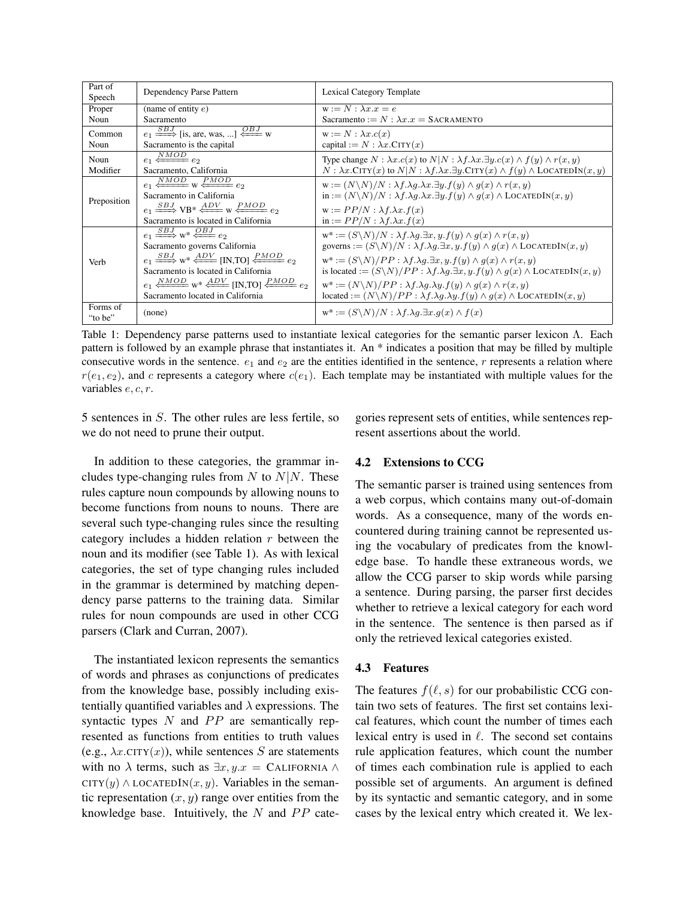| Part of Speech | Dependency Parse Pattern | Lexical Category Template |
|---|---|---|
| Proper Noun | (name of entity $e$)<br>Sacramento | w := $N : \lambda x.x = e$<br>Sacramento := $N : \lambda x.x = \textsc{Sacramento}$ |
| Common Noun | $e_1 \xrightarrow{SBJ}$ [is, are, was, ...] $\xleftarrow{OBJ}$ w<br>Sacramento is the capital | w := $N : \lambda x.c(x)$<br>capital := $N : \lambda x.\textsc{City}(x)$ |
| Noun Modifier | $e_1 \xleftarrow{NMOD} e_2$<br>Sacramento, California | Type change $N : \lambda x.c(x)$ to $N\|N : \lambda f.\lambda x.\exists y.c(x) \wedge f(y) \wedge r(x,y)$<br>$N : \lambda x.\textsc{City}(x)$ to $N\|N : \lambda f.\lambda x.\exists y.\textsc{City}(x) \wedge f(y) \wedge \textsc{LocatedIn}(x,y)$ |
| Preposition | $e_1 \xleftarrow{NMOD}$ w $\xleftarrow{PMOD} e_2$<br>Sacramento in California<br>$e_1 \xrightarrow{SBJ}$ VB* $\xleftarrow{ADV}$ w $\xleftarrow{PMOD} e_2$<br>Sacramento is located in California | w := $(N\backslash N)/N : \lambda f.\lambda g.\lambda x.\exists y.f(y) \wedge g(x) \wedge r(x,y)$<br>in := $(N\backslash N)/N : \lambda f.\lambda g.\lambda x.\exists y.f(y) \wedge g(x) \wedge \textsc{LocatedIn}(x,y)$<br>w := $PP/N : \lambda f.\lambda x.f(x)$<br>in := $PP/N : \lambda f.\lambda x.f(x)$ |
| Verb | $e_1 \xrightarrow{SBJ}$ w* $\xleftarrow{OBJ} e_2$<br>Sacramento governs California<br>$e_1 \xrightarrow{SBJ}$ w* $\xleftarrow{ADV}$ [IN,TO] $\xleftarrow{PMOD} e_2$<br>Sacramento is located in California<br>$e_1 \xleftarrow{NMOD}$ w* $\xleftarrow{ADV}$ [IN,TO] $\xleftarrow{PMOD} e_2$<br>Sacramento located in California | w* := $(S\backslash N)/N : \lambda f.\lambda g.\exists x,y.f(y) \wedge g(x) \wedge r(x,y)$<br>governs := $(S\backslash N)/N : \lambda f.\lambda g.\exists x,y.f(y) \wedge g(x) \wedge \textsc{LocatedIn}(x,y)$<br>w* := $(S\backslash N)/PP : \lambda f.\lambda g.\exists x,y.f(y) \wedge g(x) \wedge r(x,y)$<br>is located := $(S\backslash N)/PP : \lambda f.\lambda g.\exists x,y.f(y) \wedge g(x) \wedge \textsc{LocatedIn}(x,y)$<br>w* := $(N\backslash N)/PP : \lambda f.\lambda g.\lambda y.f(y) \wedge g(x) \wedge r(x,y)$<br>located := $(N\backslash N)/PP : \lambda f.\lambda g.\lambda y.f(y) \wedge g(x) \wedge \textsc{LocatedIn}(x,y)$ |
| Forms of "to be" | (none) | w* := $(S\backslash N)/N : \lambda f.\lambda g.\exists x.g(x) \wedge f(x)$ |

Table 1: Dependency parse patterns used to instantiate lexical categories for the semantic parser lexicon $\Lambda$. Each pattern is followed by an example phrase that instantiates it. An * indicates a position that may be filled by multiple consecutive words in the sentence. $e_1$ and $e_2$ are the entities identified in the sentence, $r$ represents a relation where $r(e_1, e_2)$, and $c$ represents a category where $c(e_1)$. Each template may be instantiated with multiple values for the variables $e, c, r$.

5 sentences in $S$. The other rules are less fertile, so we do not need to prune their output.

In addition to these categories, the grammar includes type-changing rules from $N$ to $N|N$. These rules capture noun compounds by allowing nouns to become functions from nouns to nouns. There are several such type-changing rules since the resulting category includes a hidden relation $r$ between the noun and its modifier (see Table 1). As with lexical categories, the set of type changing rules included in the grammar is determined by matching dependency parse patterns to the training data. Similar rules for noun compounds are used in other CCG parsers (Clark and Curran, 2007).

The instantiated lexicon represents the semantics of words and phrases as conjunctions of predicates from the knowledge base, possibly including existentially quantified variables and $\lambda$ expressions. The syntactic types $N$ and $PP$ are semantically represented as functions from entities to truth values (e.g., $\lambda x.\textsc{city}(x)$), while sentences $S$ are statements with no $\lambda$ terms, such as $\exists x, y.x = \textsc{California} \wedge \textsc{city}(y) \wedge \textsc{locatedIn}(x, y)$. Variables in the semantic representation $(x, y)$ range over entities from the knowledge base. Intuitively, the $N$ and $PP$ categories represent sets of entities, while sentences represent assertions about the world.

### 4.2 Extensions to CCG

The semantic parser is trained using sentences from a web corpus, which contains many out-of-domain words. As a consequence, many of the words encountered during training cannot be represented using the vocabulary of predicates from the knowledge base. To handle these extraneous words, we allow the CCG parser to skip words while parsing a sentence. During parsing, the parser first decides whether to retrieve a lexical category for each word in the sentence. The sentence is then parsed as if only the retrieved lexical categories existed.

### 4.3 Features

The features $f(\ell, s)$ for our probabilistic CCG contain two sets of features. The first set contains lexical features, which count the number of times each lexical entry is used in $\ell$. The second set contains rule application features, which count the number of times each combination rule is applied to each possible set of arguments. An argument is defined by its syntactic and semantic category, and in some cases by the lexical entry which created it. We lex-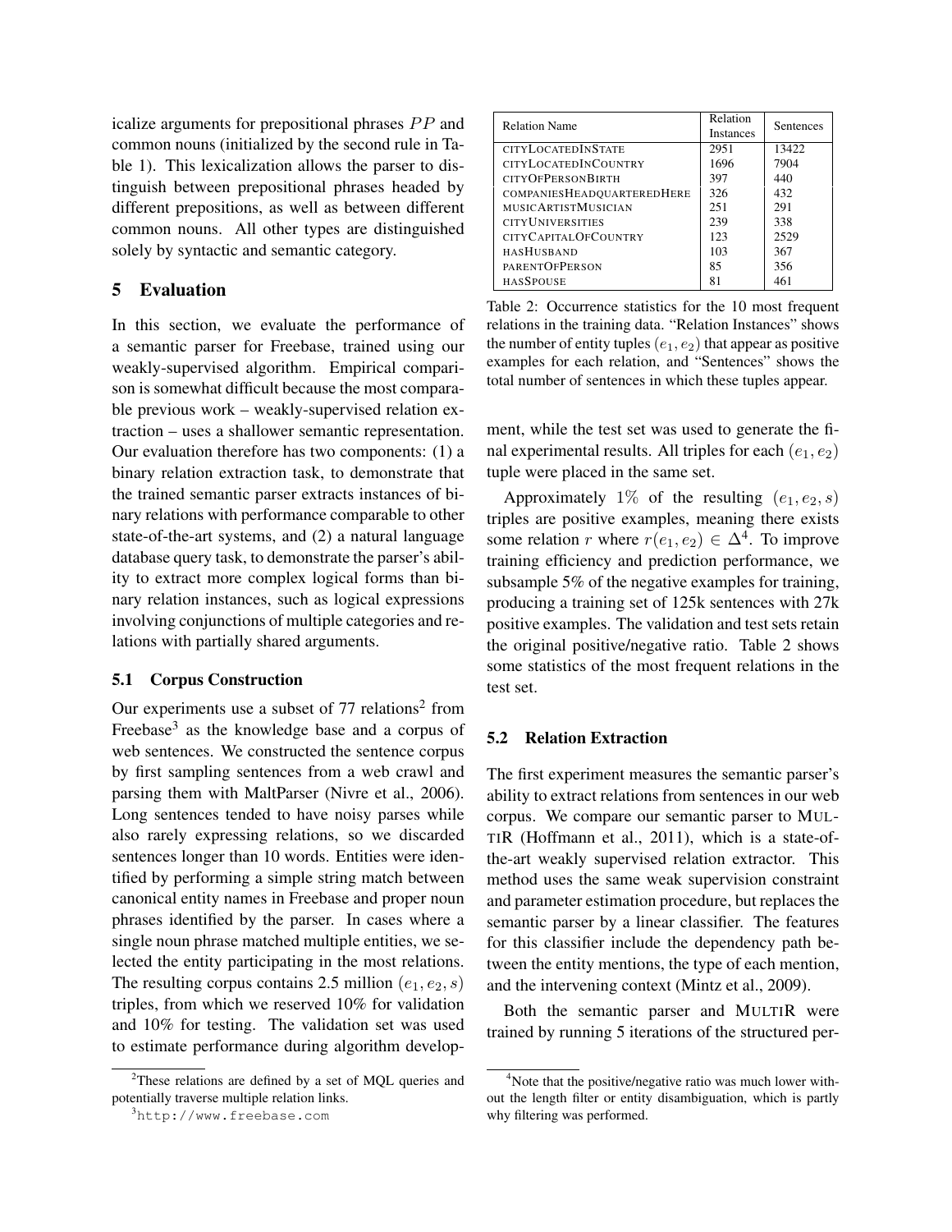icalize arguments for prepositional phrases $PP$ and common nouns (initialized by the second rule in Table 1). This lexicalization allows the parser to distinguish between prepositional phrases headed by different prepositions, as well as between different common nouns. All other types are distinguished solely by syntactic and semantic category.

## 5 Evaluation

In this section, we evaluate the performance of a semantic parser for Freebase, trained using our weakly-supervised algorithm. Empirical comparison is somewhat difficult because the most comparable previous work – weakly-supervised relation extraction – uses a shallower semantic representation. Our evaluation therefore has two components: (1) a binary relation extraction task, to demonstrate that the trained semantic parser extracts instances of binary relations with performance comparable to other state-of-the-art systems, and (2) a natural language database query task, to demonstrate the parser's ability to extract more complex logical forms than binary relation instances, such as logical expressions involving conjunctions of multiple categories and relations with partially shared arguments.

### 5.1 Corpus Construction

Our experiments use a subset of 77 relations[2] from Freebase[3] as the knowledge base and a corpus of web sentences. We constructed the sentence corpus by first sampling sentences from a web crawl and parsing them with MaltParser (Nivre et al., 2006). Long sentences tended to have noisy parses while also rarely expressing relations, so we discarded sentences longer than 10 words. Entities were identified by performing a simple string match between canonical entity names in Freebase and proper noun phrases identified by the parser. In cases where a single noun phrase matched multiple entities, we selected the entity participating in the most relations. The resulting corpus contains 2.5 million $(e_1, e_2, s)$ triples, from which we reserved 10% for validation and 10% for testing. The validation set was used to estimate performance during algorithm development, while the test set was used to generate the final experimental results. All triples for each $(e_1, e_2)$ tuple were placed in the same set.

[2] These relations are defined by a set of MQL queries and potentially traverse multiple relation links.

[3] http://www.freebase.com

| Relation Name | Relation Instances | Sentences |
|---|---|---|
| CITYLOCATEDINSTATE | 2951 | 13422 |
| CITYLOCATEDINCOUNTRY | 1696 | 7904 |
| CITYOFPERSONBIRTH | 397 | 440 |
| COMPANIESHEADQUARTEREDHERE | 326 | 432 |
| MUSICARTISTMUSICIAN | 251 | 291 |
| CITYUNIVERSITIES | 239 | 338 |
| CITYCAPITALOFCOUNTRY | 123 | 2529 |
| HASHUSBAND | 103 | 367 |
| PARENTOFPERSON | 85 | 356 |
| HASSPOUSE | 81 | 461 |

Table 2: Occurrence statistics for the 10 most frequent relations in the training data. "Relation Instances" shows the number of entity tuples $(e_1, e_2)$ that appear as positive examples for each relation, and "Sentences" shows the total number of sentences in which these tuples appear.

Approximately 1% of the resulting $(e_1, e_2, s)$ triples are positive examples, meaning there exists some relation $r$ where $r(e_1, e_2) \in \Delta$[4]. To improve training efficiency and prediction performance, we subsample 5% of the negative examples for training, producing a training set of 125k sentences with 27k positive examples. The validation and test sets retain the original positive/negative ratio. Table 2 shows some statistics of the most frequent relations in the test set.

### 5.2 Relation Extraction

The first experiment measures the semantic parser's ability to extract relations from sentences in our web corpus. We compare our semantic parser to MULTIR (Hoffmann et al., 2011), which is a state-of-the-art weakly supervised relation extractor. This method uses the same weak supervision constraint and parameter estimation procedure, but replaces the semantic parser by a linear classifier. The features for this classifier include the dependency path between the entity mentions, the type of each mention, and the intervening context (Mintz et al., 2009).

Both the semantic parser and MULTIR were trained by running 5 iterations of the structured per-

[4] Note that the positive/negative ratio was much lower without the length filter or entity disambiguation, which is partly why filtering was performed.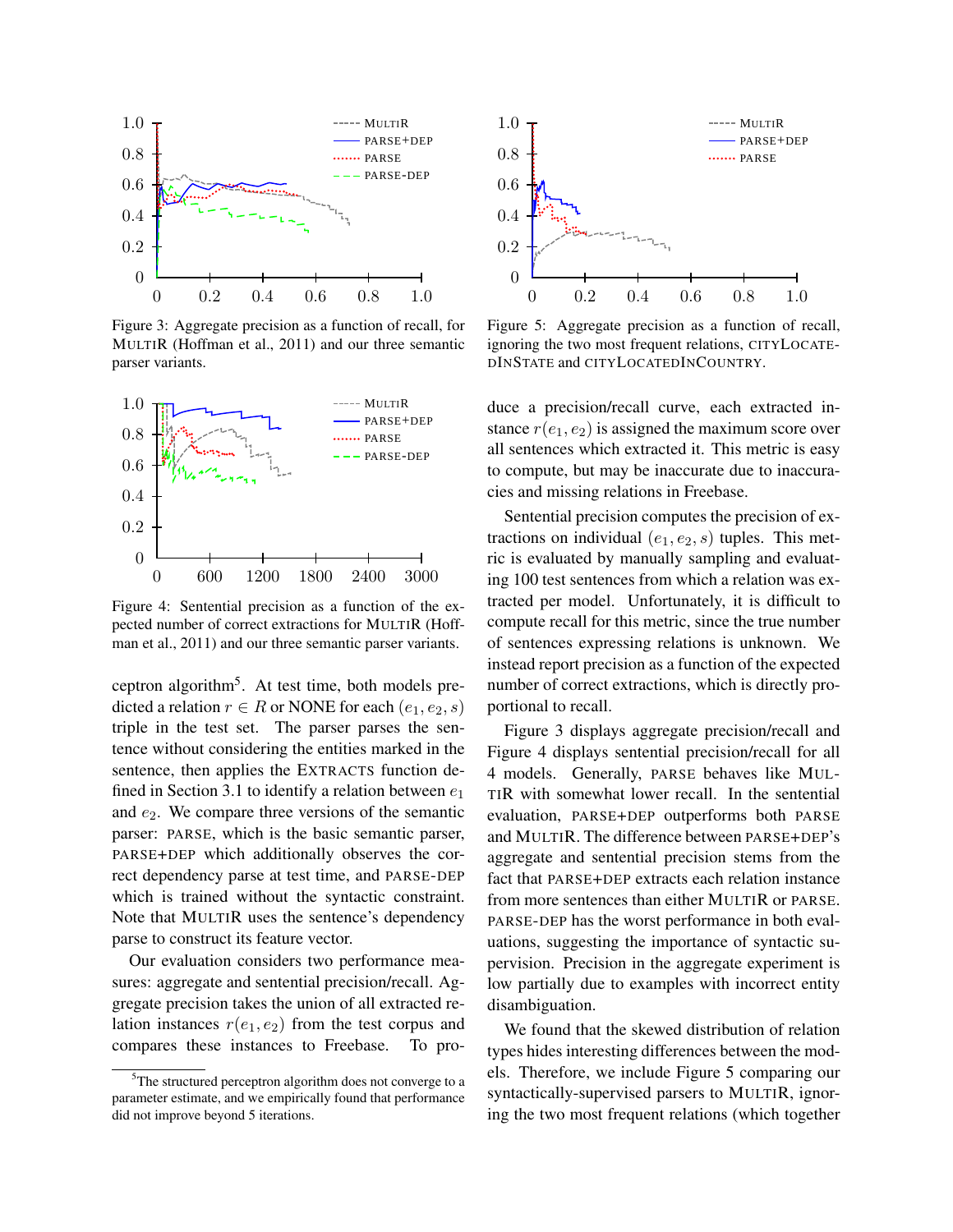Figure 3: Aggregate precision as a function of recall, for MULTIR (Hoffman et al., 2011) and our three semantic parser variants.

Figure 4: Sentential precision as a function of the expected number of correct extractions for MULTIR (Hoffman et al., 2011) and our three semantic parser variants.

ceptron algorithm[5]. At test time, both models predicted a relation $r \in R$ or NONE for each $(e_1, e_2, s)$ triple in the test set. The parser parses the sentence without considering the entities marked in the sentence, then applies the EXTRACTS function defined in Section 3.1 to identify a relation between $e_1$ and $e_2$. We compare three versions of the semantic parser: PARSE, which is the basic semantic parser, PARSE+DEP which additionally observes the correct dependency parse at test time, and PARSE-DEP which is trained without the syntactic constraint. Note that MULTIR uses the sentence's dependency parse to construct its feature vector.

Our evaluation considers two performance measures: aggregate and sentential precision/recall. Aggregate precision takes the union of all extracted relation instances $r(e_1, e_2)$ from the test corpus and compares these instances to Freebase. To produce a precision/recall curve, each extracted instance $r(e_1, e_2)$ is assigned the maximum score over all sentences which extracted it. This metric is easy to compute, but may be inaccurate due to inaccuracies and missing relations in Freebase.

Sentential precision computes the precision of extractions on individual $(e_1, e_2, s)$ tuples. This metric is evaluated by manually sampling and evaluating 100 test sentences from which a relation was extracted per model. Unfortunately, it is difficult to compute recall for this metric, since the true number of sentences expressing relations is unknown. We instead report precision as a function of the expected number of correct extractions, which is directly proportional to recall.

Figure 3 displays aggregate precision/recall and Figure 4 displays sentential precision/recall for all 4 models. Generally, PARSE behaves like MULTIR with somewhat lower recall. In the sentential evaluation, PARSE+DEP outperforms both PARSE and MULTIR. The difference between PARSE+DEP's aggregate and sentential precision stems from the fact that PARSE+DEP extracts each relation instance from more sentences than either MULTIR or PARSE. PARSE-DEP has the worst performance in both evaluations, suggesting the importance of syntactic supervision. Precision in the aggregate experiment is low partially due to examples with incorrect entity disambiguation.

Figure 5: Aggregate precision as a function of recall, ignoring the two most frequent relations, CITYLOCATEDINSTATE and CITYLOCATEDINCOUNTRY.

We found that the skewed distribution of relation types hides interesting differences between the models. Therefore, we include Figure 5 comparing our syntactically-supervised parsers to MULTIR, ignoring the two most frequent relations (which together

[5]The structured perceptron algorithm does not converge to a parameter estimate, and we empirically found that performance did not improve beyond 5 iterations.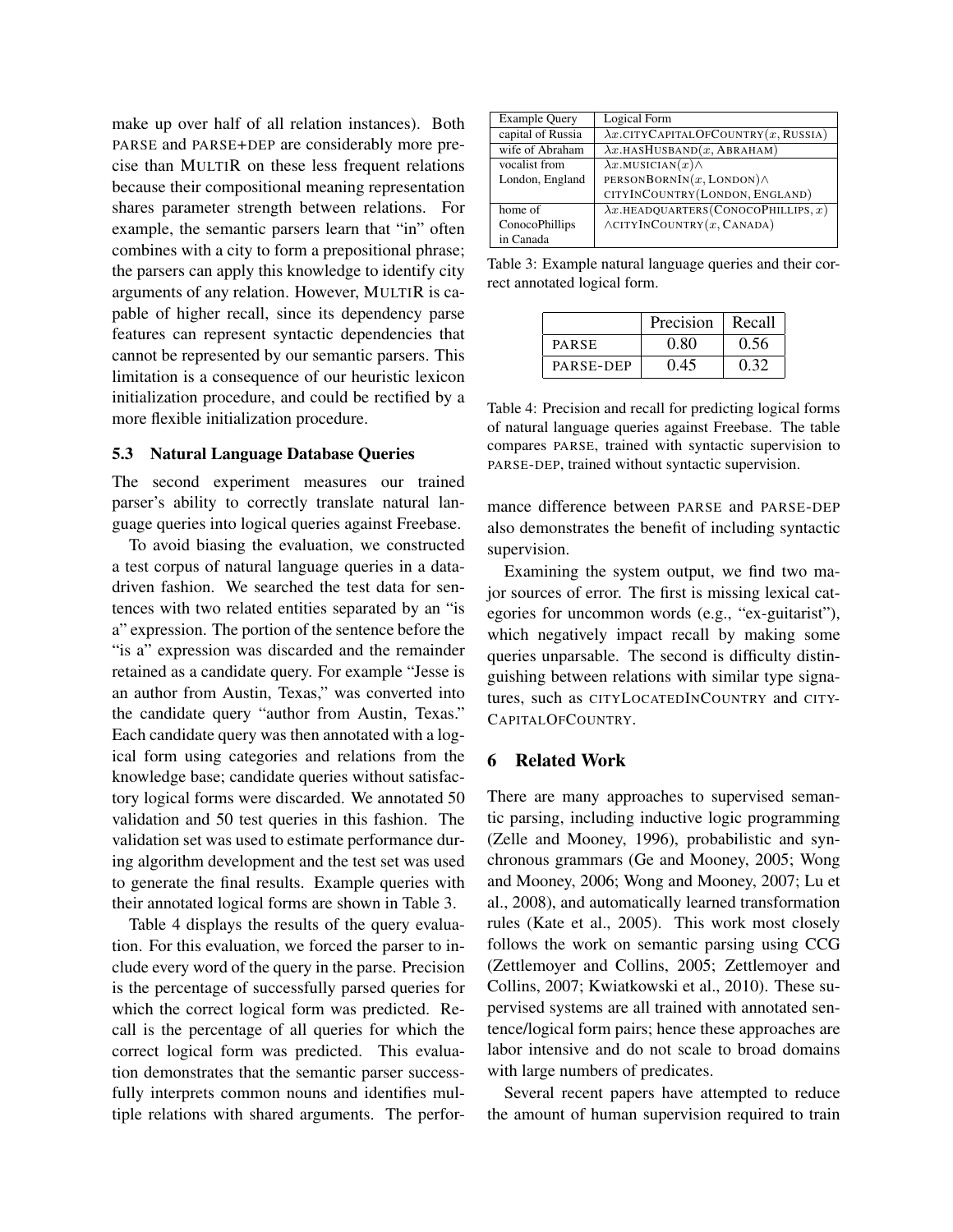make up over half of all relation instances). Both PARSE and PARSE+DEP are considerably more precise than MULTIR on these less frequent relations because their compositional meaning representation shares parameter strength between relations. For example, the semantic parsers learn that "in" often combines with a city to form a prepositional phrase; the parsers can apply this knowledge to identify city arguments of any relation. However, MULTIR is capable of higher recall, since its dependency parse features can represent syntactic dependencies that cannot be represented by our semantic parsers. This limitation is a consequence of our heuristic lexicon initialization procedure, and could be rectified by a more flexible initialization procedure.

### 5.3 Natural Language Database Queries

The second experiment measures our trained parser's ability to correctly translate natural language queries into logical queries against Freebase.

To avoid biasing the evaluation, we constructed a test corpus of natural language queries in a data-driven fashion. We searched the test data for sentences with two related entities separated by an "is a" expression. The portion of the sentence before the "is a" expression was discarded and the remainder retained as a candidate query. For example "Jesse is an author from Austin, Texas," was converted into the candidate query "author from Austin, Texas." Each candidate query was then annotated with a logical form using categories and relations from the knowledge base; candidate queries without satisfactory logical forms were discarded. We annotated 50 validation and 50 test queries in this fashion. The validation set was used to estimate performance during algorithm development and the test set was used to generate the final results. Example queries with their annotated logical forms are shown in Table 3.

| Example Query | Logical Form |
|---|---|
| capital of Russia | $\lambda x.\text{CITYCAPITALOFCOUNTRY}(x, \text{RUSSIA})$ |
| wife of Abraham | $\lambda x.\text{HASHUSBAND}(x, \text{ABRAHAM})$ |
| vocalist from London, England | $\lambda x.\text{MUSICIAN}(x) \wedge \text{PERSONBORNIN}(x, \text{LONDON}) \wedge \text{CITYINCOUNTRY}(\text{LONDON}, \text{ENGLAND})$ |
| home of ConocoPhillips in Canada | $\lambda x.\text{HEADQUARTERS}(\text{CONOCOPHILLIPS}, x) \wedge \text{CITYINCOUNTRY}(x, \text{CANADA})$ |

Table 3: Example natural language queries and their correct annotated logical form.

| | Precision | Recall |
|---|---|---|
| PARSE | 0.80 | 0.56 |
| PARSE-DEP | 0.45 | 0.32 |

Table 4: Precision and recall for predicting logical forms of natural language queries against Freebase. The table compares PARSE, trained with syntactic supervision to PARSE-DEP, trained without syntactic supervision.

Table 4 displays the results of the query evaluation. For this evaluation, we forced the parser to include every word of the query in the parse. Precision is the percentage of successfully parsed queries for which the correct logical form was predicted. Recall is the percentage of all queries for which the correct logical form was predicted. This evaluation demonstrates that the semantic parser successfully interprets common nouns and identifies multiple relations with shared arguments. The performance difference between PARSE and PARSE-DEP also demonstrates the benefit of including syntactic supervision.

Examining the system output, we find two major sources of error. The first is missing lexical categories for uncommon words (e.g., "ex-guitarist"), which negatively impact recall by making some queries unparsable. The second is difficulty distinguishing between relations with similar type signatures, such as CITYLOCATEDINCOUNTRY and CITYCAPITALOFCOUNTRY.

## 6 Related Work

There are many approaches to supervised semantic parsing, including inductive logic programming (Zelle and Mooney, 1996), probabilistic and synchronous grammars (Ge and Mooney, 2005; Wong and Mooney, 2006; Wong and Mooney, 2007; Lu et al., 2008), and automatically learned transformation rules (Kate et al., 2005). This work most closely follows the work on semantic parsing using CCG (Zettlemoyer and Collins, 2005; Zettlemoyer and Collins, 2007; Kwiatkowski et al., 2010). These supervised systems are all trained with annotated sentence/logical form pairs; hence these approaches are labor intensive and do not scale to broad domains with large numbers of predicates.

Several recent papers have attempted to reduce the amount of human supervision required to train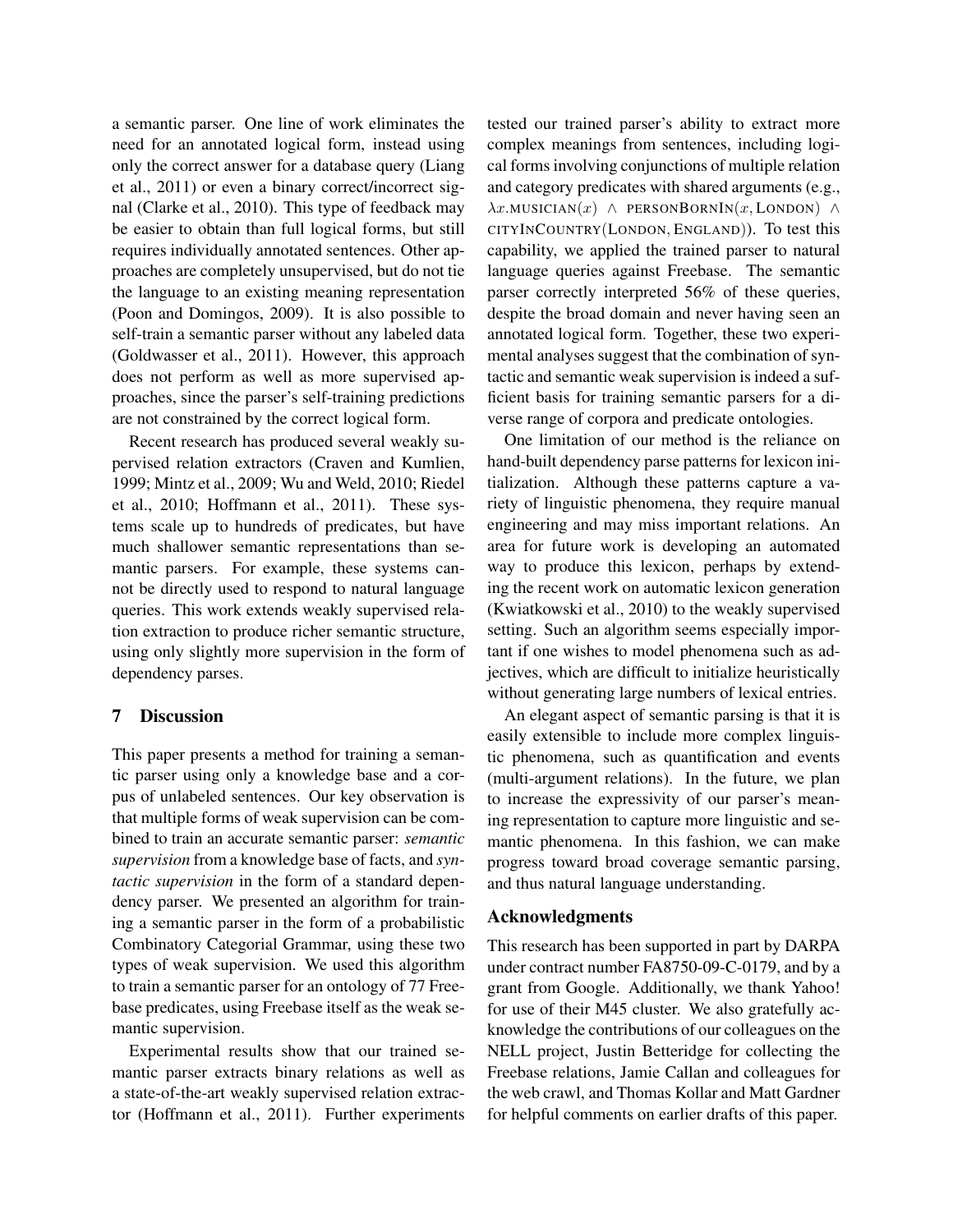a semantic parser. One line of work eliminates the need for an annotated logical form, instead using only the correct answer for a database query (Liang et al., 2011) or even a binary correct/incorrect signal (Clarke et al., 2010). This type of feedback may be easier to obtain than full logical forms, but still requires individually annotated sentences. Other approaches are completely unsupervised, but do not tie the language to an existing meaning representation (Poon and Domingos, 2009). It is also possible to self-train a semantic parser without any labeled data (Goldwasser et al., 2011). However, this approach does not perform as well as more supervised approaches, since the parser's self-training predictions are not constrained by the correct logical form.

Recent research has produced several weakly supervised relation extractors (Craven and Kumlien, 1999; Mintz et al., 2009; Wu and Weld, 2010; Riedel et al., 2010; Hoffmann et al., 2011). These systems scale up to hundreds of predicates, but have much shallower semantic representations than semantic parsers. For example, these systems cannot be directly used to respond to natural language queries. This work extends weakly supervised relation extraction to produce richer semantic structure, using only slightly more supervision in the form of dependency parses.

## 7 Discussion

This paper presents a method for training a semantic parser using only a knowledge base and a corpus of unlabeled sentences. Our key observation is that multiple forms of weak supervision can be combined to train an accurate semantic parser: *semantic supervision* from a knowledge base of facts, and *syntactic supervision* in the form of a standard dependency parser. We presented an algorithm for training a semantic parser in the form of a probabilistic Combinatory Categorial Grammar, using these two types of weak supervision. We used this algorithm to train a semantic parser for an ontology of 77 Freebase predicates, using Freebase itself as the weak semantic supervision.

Experimental results show that our trained semantic parser extracts binary relations as well as a state-of-the-art weakly supervised relation extractor (Hoffmann et al., 2011). Further experiments tested our trained parser's ability to extract more complex meanings from sentences, including logical forms involving conjunctions of multiple relation and category predicates with shared arguments (e.g., $\lambda x.\textsc{musician}(x) \wedge \textsc{personBornIn}(x, \textsc{London}) \wedge \textsc{cityInCountry}(\textsc{London}, \textsc{England})$). To test this capability, we applied the trained parser to natural language queries against Freebase. The semantic parser correctly interpreted 56% of these queries, despite the broad domain and never having seen an annotated logical form. Together, these two experimental analyses suggest that the combination of syntactic and semantic weak supervision is indeed a sufficient basis for training semantic parsers for a diverse range of corpora and predicate ontologies.

One limitation of our method is the reliance on hand-built dependency parse patterns for lexicon initialization. Although these patterns capture a variety of linguistic phenomena, they require manual engineering and may miss important relations. An area for future work is developing an automated way to produce this lexicon, perhaps by extending the recent work on automatic lexicon generation (Kwiatkowski et al., 2010) to the weakly supervised setting. Such an algorithm seems especially important if one wishes to model phenomena such as adjectives, which are difficult to initialize heuristically without generating large numbers of lexical entries.

An elegant aspect of semantic parsing is that it is easily extensible to include more complex linguistic phenomena, such as quantification and events (multi-argument relations). In the future, we plan to increase the expressivity of our parser's meaning representation to capture more linguistic and semantic phenomena. In this fashion, we can make progress toward broad coverage semantic parsing, and thus natural language understanding.

### Acknowledgments

This research has been supported in part by DARPA under contract number FA8750-09-C-0179, and by a grant from Google. Additionally, we thank Yahoo! for use of their M45 cluster. We also gratefully acknowledge the contributions of our colleagues on the NELL project, Justin Betteridge for collecting the Freebase relations, Jamie Callan and colleagues for the web crawl, and Thomas Kollar and Matt Gardner for helpful comments on earlier drafts of this paper.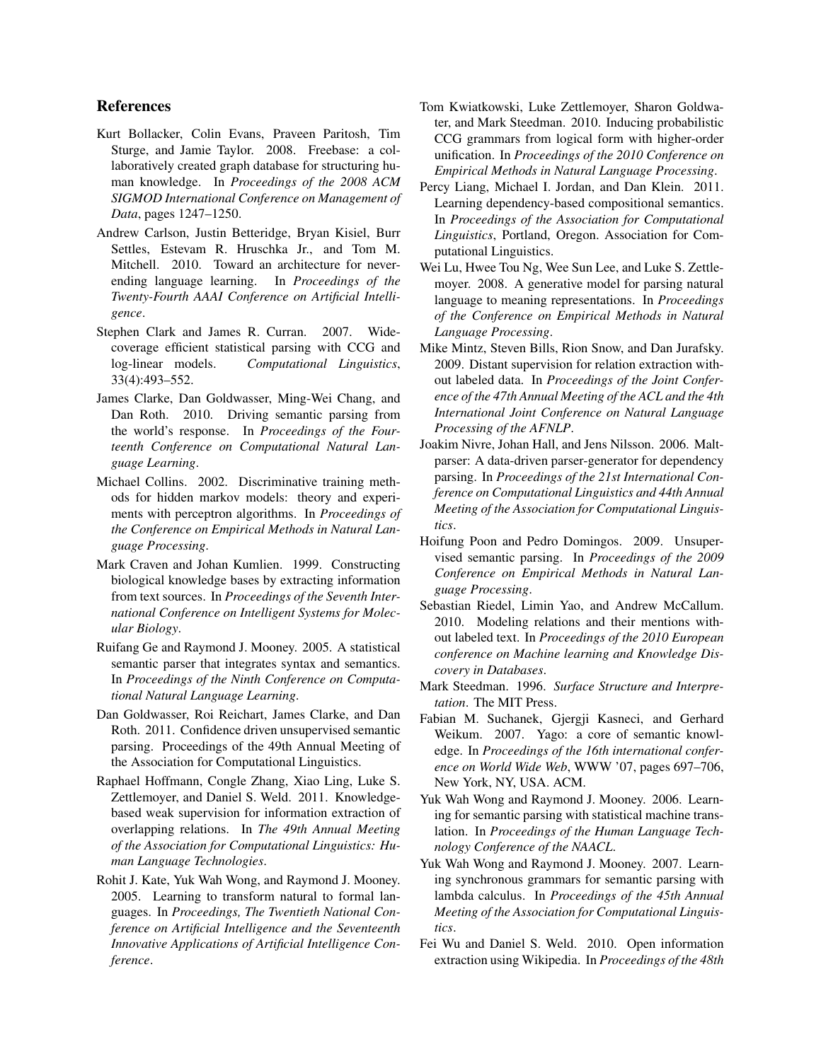## References

Kurt Bollacker, Colin Evans, Praveen Paritosh, Tim Sturge, and Jamie Taylor. 2008. Freebase: a collaboratively created graph database for structuring human knowledge. In *Proceedings of the 2008 ACM SIGMOD International Conference on Management of Data*, pages 1247–1250.

Andrew Carlson, Justin Betteridge, Bryan Kisiel, Burr Settles, Estevam R. Hruschka Jr., and Tom M. Mitchell. 2010. Toward an architecture for never-ending language learning. In *Proceedings of the Twenty-Fourth AAAI Conference on Artificial Intelligence*.

Stephen Clark and James R. Curran. 2007. Wide-coverage efficient statistical parsing with CCG and log-linear models. *Computational Linguistics*, 33(4):493–552.

James Clarke, Dan Goldwasser, Ming-Wei Chang, and Dan Roth. 2010. Driving semantic parsing from the world's response. In *Proceedings of the Fourteenth Conference on Computational Natural Language Learning*.

Michael Collins. 2002. Discriminative training methods for hidden markov models: theory and experiments with perceptron algorithms. In *Proceedings of the Conference on Empirical Methods in Natural Language Processing*.

Mark Craven and Johan Kumlien. 1999. Constructing biological knowledge bases by extracting information from text sources. In *Proceedings of the Seventh International Conference on Intelligent Systems for Molecular Biology*.

Ruifang Ge and Raymond J. Mooney. 2005. A statistical semantic parser that integrates syntax and semantics. In *Proceedings of the Ninth Conference on Computational Natural Language Learning*.

Dan Goldwasser, Roi Reichart, James Clarke, and Dan Roth. 2011. Confidence driven unsupervised semantic parsing. Proceedings of the 49th Annual Meeting of the Association for Computational Linguistics.

Raphael Hoffmann, Congle Zhang, Xiao Ling, Luke S. Zettlemoyer, and Daniel S. Weld. 2011. Knowledge-based weak supervision for information extraction of overlapping relations. In *The 49th Annual Meeting of the Association for Computational Linguistics: Human Language Technologies*.

Rohit J. Kate, Yuk Wah Wong, and Raymond J. Mooney. 2005. Learning to transform natural to formal languages. In *Proceedings, The Twentieth National Conference on Artificial Intelligence and the Seventeenth Innovative Applications of Artificial Intelligence Conference*.

Tom Kwiatkowski, Luke Zettlemoyer, Sharon Goldwater, and Mark Steedman. 2010. Inducing probabilistic CCG grammars from logical form with higher-order unification. In *Proceedings of the 2010 Conference on Empirical Methods in Natural Language Processing*.

Percy Liang, Michael I. Jordan, and Dan Klein. 2011. Learning dependency-based compositional semantics. In *Proceedings of the Association for Computational Linguistics*, Portland, Oregon. Association for Computational Linguistics.

Wei Lu, Hwee Tou Ng, Wee Sun Lee, and Luke S. Zettlemoyer. 2008. A generative model for parsing natural language to meaning representations. In *Proceedings of the Conference on Empirical Methods in Natural Language Processing*.

Mike Mintz, Steven Bills, Rion Snow, and Dan Jurafsky. 2009. Distant supervision for relation extraction without labeled data. In *Proceedings of the Joint Conference of the 47th Annual Meeting of the ACL and the 4th International Joint Conference on Natural Language Processing of the AFNLP*.

Joakim Nivre, Johan Hall, and Jens Nilsson. 2006. Maltparser: A data-driven parser-generator for dependency parsing. In *Proceedings of the 21st International Conference on Computational Linguistics and 44th Annual Meeting of the Association for Computational Linguistics*.

Hoifung Poon and Pedro Domingos. 2009. Unsupervised semantic parsing. In *Proceedings of the 2009 Conference on Empirical Methods in Natural Language Processing*.

Sebastian Riedel, Limin Yao, and Andrew McCallum. 2010. Modeling relations and their mentions without labeled text. In *Proceedings of the 2010 European conference on Machine learning and Knowledge Discovery in Databases*.

Mark Steedman. 1996. *Surface Structure and Interpretation*. The MIT Press.

Fabian M. Suchanek, Gjergji Kasneci, and Gerhard Weikum. 2007. Yago: a core of semantic knowledge. In *Proceedings of the 16th international conference on World Wide Web*, WWW '07, pages 697–706, New York, NY, USA. ACM.

Yuk Wah Wong and Raymond J. Mooney. 2006. Learning for semantic parsing with statistical machine translation. In *Proceedings of the Human Language Technology Conference of the NAACL*.

Yuk Wah Wong and Raymond J. Mooney. 2007. Learning synchronous grammars for semantic parsing with lambda calculus. In *Proceedings of the 45th Annual Meeting of the Association for Computational Linguistics*.

Fei Wu and Daniel S. Weld. 2010. Open information extraction using Wikipedia. In *Proceedings of the 48th*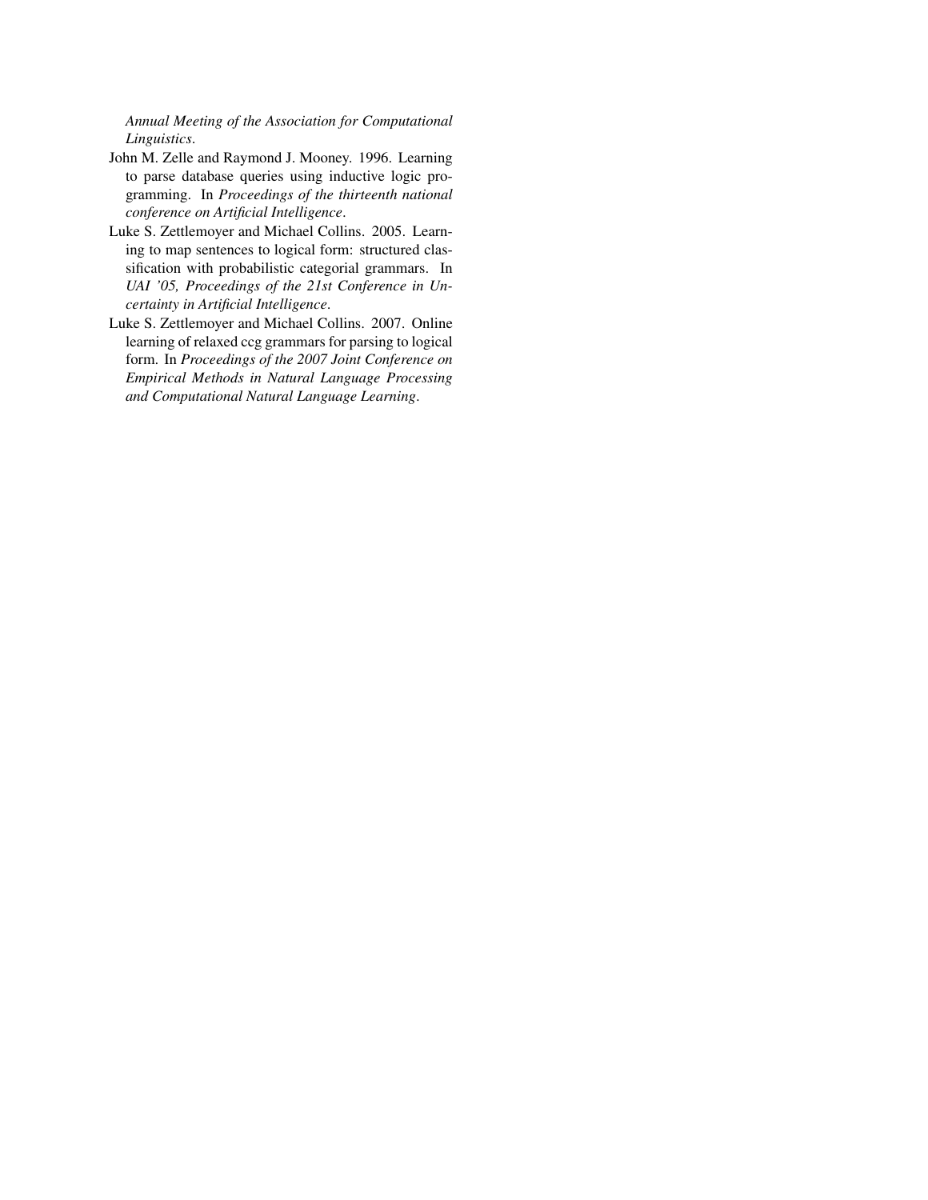*Annual Meeting of the Association for Computational Linguistics*.

John M. Zelle and Raymond J. Mooney. 1996. Learning to parse database queries using inductive logic programming. In *Proceedings of the thirteenth national conference on Artificial Intelligence*.

Luke S. Zettlemoyer and Michael Collins. 2005. Learning to map sentences to logical form: structured classification with probabilistic categorial grammars. In *UAI '05, Proceedings of the 21st Conference in Uncertainty in Artificial Intelligence*.

Luke S. Zettlemoyer and Michael Collins. 2007. Online learning of relaxed ccg grammars for parsing to logical form. In *Proceedings of the 2007 Joint Conference on Empirical Methods in Natural Language Processing and Computational Natural Language Learning*.